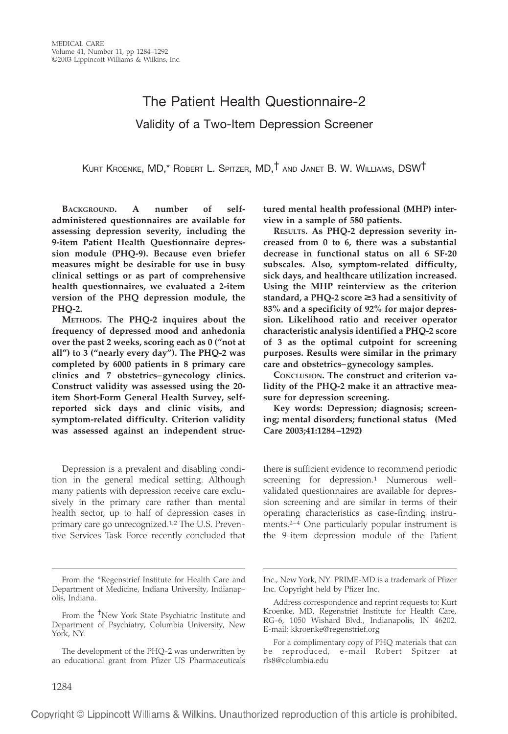# The Patient Health Questionnaire-2

## Validity of a Two-Item Depression Screener

KURT KROENKE, MD,* ROBERT L. SPITZER, MD,† AND JANET B. W. WILLIAMS, DSW†

**BACKGROUND. A number of self-administered questionnaires are available for assessing depression severity, including the 9-item Patient Health Questionnaire depression module (PHQ-9). Because even briefer measures might be desirable for use in busy clinical settings or as part of comprehensive health questionnaires, we evaluated a 2-item version of the PHQ depression module, the PHQ-2.**

**METHODS. The PHQ-2 inquires about the frequency of depressed mood and anhedonia over the past 2 weeks, scoring each as 0 ("not at all") to 3 ("nearly every day"). The PHQ-2 was completed by 6000 patients in 8 primary care clinics and 7 obstetrics–gynecology clinics. Construct validity was assessed using the 20-item Short-Form General Health Survey, self-reported sick days and clinic visits, and symptom-related difficulty. Criterion validity was assessed against an independent structured mental health professional (MHP) interview in a sample of 580 patients.**

**RESULTS. As PHQ-2 depression severity increased from 0 to 6, there was a substantial decrease in functional status on all 6 SF-20 subscales. Also, symptom-related difficulty, sick days, and healthcare utilization increased. Using the MHP reinterview as the criterion standard, a PHQ-2 score ≥3 had a sensitivity of 83% and a specificity of 92% for major depression. Likelihood ratio and receiver operator characteristic analysis identified a PHQ-2 score of 3 as the optimal cutpoint for screening purposes. Results were similar in the primary care and obstetrics–gynecology samples.**

**CONCLUSION. The construct and criterion validity of the PHQ-2 make it an attractive measure for depression screening.**

**Key words: Depression; diagnosis; screening; mental disorders; functional status (Med Care 2003;41:1284–1292)**

Depression is a prevalent and disabling condition in the general medical setting. Although many patients with depression receive care exclusively in the primary care rather than mental health sector, up to half of depression cases in primary care go unrecognized.[1,2] The U.S. Preventive Services Task Force recently concluded that there is sufficient evidence to recommend periodic screening for depression.[1] Numerous well-validated questionnaires are available for depression screening and are similar in terms of their operating characteristics as case-finding instruments.[2–4] One particularly popular instrument is the 9-item depression module of the Patient

---

From the *Regenstrief Institute for Health Care and Department of Medicine, Indiana University, Indianapolis, Indiana.

From the †New York State Psychiatric Institute and Department of Psychiatry, Columbia University, New York, NY.

The development of the PHQ-2 was underwritten by an educational grant from Pfizer US Pharmaceuticals Inc., New York, NY. PRIME-MD is a trademark of Pfizer Inc. Copyright held by Pfizer Inc.

Address correspondence and reprint requests to: Kurt Kroenke, MD, Regenstrief Institute for Health Care, RG-6, 1050 Wishard Blvd., Indianapolis, IN 46202. E-mail: kkroenke@regenstrief.org

For a complimentary copy of PHQ materials that can be reproduced, e-mail Robert Spitzer at rls8@columbia.edu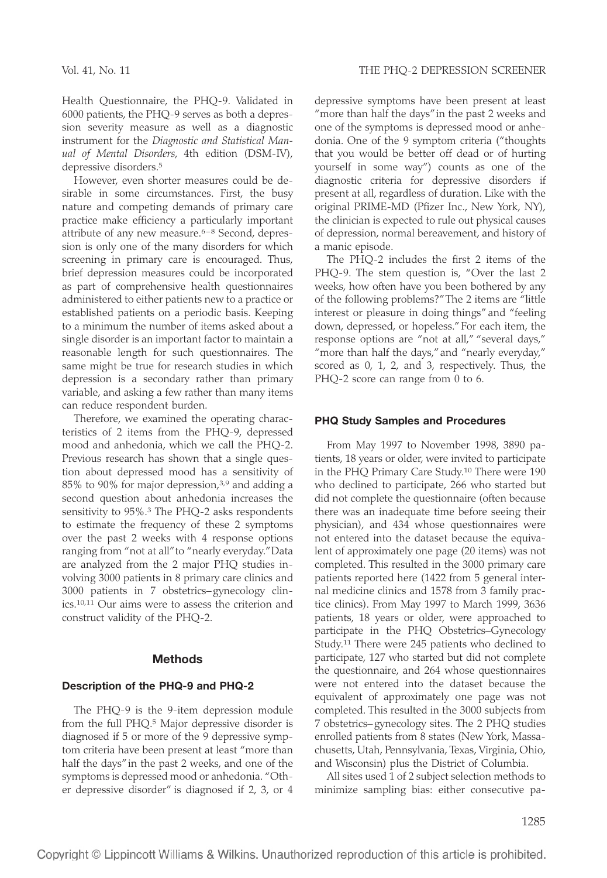Health Questionnaire, the PHQ-9. Validated in 6000 patients, the PHQ-9 serves as both a depression severity measure as well as a diagnostic instrument for the *Diagnostic and Statistical Manual of Mental Disorders*, 4th edition (DSM-IV), depressive disorders.[5]

However, even shorter measures could be desirable in some circumstances. First, the busy nature and competing demands of primary care practice make efficiency a particularly important attribute of any new measure.[6–8] Second, depression is only one of the many disorders for which screening in primary care is encouraged. Thus, brief depression measures could be incorporated as part of comprehensive health questionnaires administered to either patients new to a practice or established patients on a periodic basis. Keeping to a minimum the number of items asked about a single disorder is an important factor to maintain a reasonable length for such questionnaires. The same might be true for research studies in which depression is a secondary rather than primary variable, and asking a few rather than many items can reduce respondent burden.

Therefore, we examined the operating characteristics of 2 items from the PHQ-9, depressed mood and anhedonia, which we call the PHQ-2. Previous research has shown that a single question about depressed mood has a sensitivity of 85% to 90% for major depression,[3,9] and adding a second question about anhedonia increases the sensitivity to 95%.[3] The PHQ-2 asks respondents to estimate the frequency of these 2 symptoms over the past 2 weeks with 4 response options ranging from "not at all" to "nearly everyday." Data are analyzed from the 2 major PHQ studies involving 3000 patients in 8 primary care clinics and 3000 patients in 7 obstetrics–gynecology clinics.[10,11] Our aims were to assess the criterion and construct validity of the PHQ-2.

## Methods

### Description of the PHQ-9 and PHQ-2

The PHQ-9 is the 9-item depression module from the full PHQ.[5] Major depressive disorder is diagnosed if 5 or more of the 9 depressive symptom criteria have been present at least "more than half the days" in the past 2 weeks, and one of the symptoms is depressed mood or anhedonia. "Other depressive disorder" is diagnosed if 2, 3, or 4 depressive symptoms have been present at least "more than half the days" in the past 2 weeks and one of the symptoms is depressed mood or anhedonia. One of the 9 symptom criteria ("thoughts that you would be better off dead or of hurting yourself in some way") counts as one of the diagnostic criteria for depressive disorders if present at all, regardless of duration. Like with the original PRIME-MD (Pfizer Inc., New York, NY), the clinician is expected to rule out physical causes of depression, normal bereavement, and history of a manic episode.

The PHQ-2 includes the first 2 items of the PHQ-9. The stem question is, "Over the last 2 weeks, how often have you been bothered by any of the following problems?" The 2 items are "little interest or pleasure in doing things" and "feeling down, depressed, or hopeless." For each item, the response options are "not at all," "several days," "more than half the days," and "nearly everyday," scored as 0, 1, 2, and 3, respectively. Thus, the PHQ-2 score can range from 0 to 6.

### PHQ Study Samples and Procedures

From May 1997 to November 1998, 3890 patients, 18 years or older, were invited to participate in the PHQ Primary Care Study.[10] There were 190 who declined to participate, 266 who started but did not complete the questionnaire (often because there was an inadequate time before seeing their physician), and 434 whose questionnaires were not entered into the dataset because the equivalent of approximately one page (20 items) was not completed. This resulted in the 3000 primary care patients reported here (1422 from 5 general internal medicine clinics and 1578 from 3 family practice clinics). From May 1997 to March 1999, 3636 patients, 18 years or older, were approached to participate in the PHQ Obstetrics–Gynecology Study.[11] There were 245 patients who declined to participate, 127 who started but did not complete the questionnaire, and 264 whose questionnaires were not entered into the dataset because the equivalent of approximately one page was not completed. This resulted in the 3000 subjects from 7 obstetrics–gynecology sites. The 2 PHQ studies enrolled patients from 8 states (New York, Massachusetts, Utah, Pennsylvania, Texas, Virginia, Ohio, and Wisconsin) plus the District of Columbia.

All sites used 1 of 2 subject selection methods to minimize sampling bias: either consecutive pa-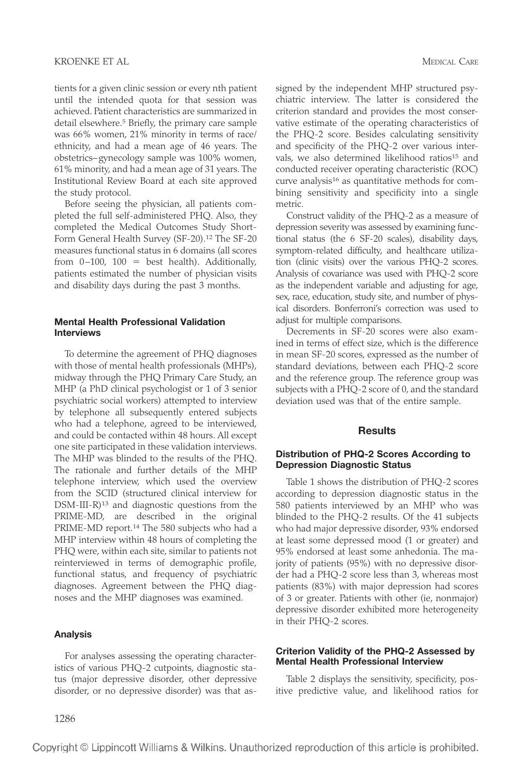tients for a given clinic session or every nth patient until the intended quota for that session was achieved. Patient characteristics are summarized in detail elsewhere.[5] Briefly, the primary care sample was 66% women, 21% minority in terms of race/ethnicity, and had a mean age of 46 years. The obstetrics–gynecology sample was 100% women, 61% minority, and had a mean age of 31 years. The Institutional Review Board at each site approved the study protocol.

Before seeing the physician, all patients completed the full self-administered PHQ. Also, they completed the Medical Outcomes Study Short-Form General Health Survey (SF-20).[12] The SF-20 measures functional status in 6 domains (all scores from 0–100, 100 = best health). Additionally, patients estimated the number of physician visits and disability days during the past 3 months.

### Mental Health Professional Validation Interviews

To determine the agreement of PHQ diagnoses with those of mental health professionals (MHPs), midway through the PHQ Primary Care Study, an MHP (a PhD clinical psychologist or 1 of 3 senior psychiatric social workers) attempted to interview by telephone all subsequently entered subjects who had a telephone, agreed to be interviewed, and could be contacted within 48 hours. All except one site participated in these validation interviews. The MHP was blinded to the results of the PHQ. The rationale and further details of the MHP telephone interview, which used the overview from the SCID (structured clinical interview for DSM-III-R)[13] and diagnostic questions from the PRIME-MD, are described in the original PRIME-MD report.[14] The 580 subjects who had a MHP interview within 48 hours of completing the PHQ were, within each site, similar to patients not reinterviewed in terms of demographic profile, functional status, and frequency of psychiatric diagnoses. Agreement between the PHQ diagnoses and the MHP diagnoses was examined.

### Analysis

For analyses assessing the operating characteristics of various PHQ-2 cutpoints, diagnostic status (major depressive disorder, other depressive disorder, or no depressive disorder) was that assigned by the independent MHP structured psychiatric interview. The latter is considered the criterion standard and provides the most conservative estimate of the operating characteristics of the PHQ-2 score. Besides calculating sensitivity and specificity of the PHQ-2 over various intervals, we also determined likelihood ratios[15] and conducted receiver operating characteristic (ROC) curve analysis[16] as quantitative methods for combining sensitivity and specificity into a single metric.

Construct validity of the PHQ-2 as a measure of depression severity was assessed by examining functional status (the 6 SF-20 scales), disability days, symptom-related difficulty, and healthcare utilization (clinic visits) over the various PHQ-2 scores. Analysis of covariance was used with PHQ-2 score as the independent variable and adjusting for age, sex, race, education, study site, and number of physical disorders. Bonferroni's correction was used to adjust for multiple comparisons.

Decrements in SF-20 scores were also examined in terms of effect size, which is the difference in mean SF-20 scores, expressed as the number of standard deviations, between each PHQ-2 score and the reference group. The reference group was subjects with a PHQ-2 score of 0, and the standard deviation used was that of the entire sample.

## Results

### Distribution of PHQ-2 Scores According to Depression Diagnostic Status

Table 1 shows the distribution of PHQ-2 scores according to depression diagnostic status in the 580 patients interviewed by an MHP who was blinded to the PHQ-2 results. Of the 41 subjects who had major depressive disorder, 93% endorsed at least some depressed mood (1 or greater) and 95% endorsed at least some anhedonia. The majority of patients (95%) with no depressive disorder had a PHQ-2 score less than 3, whereas most patients (83%) with major depression had scores of 3 or greater. Patients with other (ie, nonmajor) depressive disorder exhibited more heterogeneity in their PHQ-2 scores.

### Criterion Validity of the PHQ-2 Assessed by Mental Health Professional Interview

Table 2 displays the sensitivity, specificity, positive predictive value, and likelihood ratios for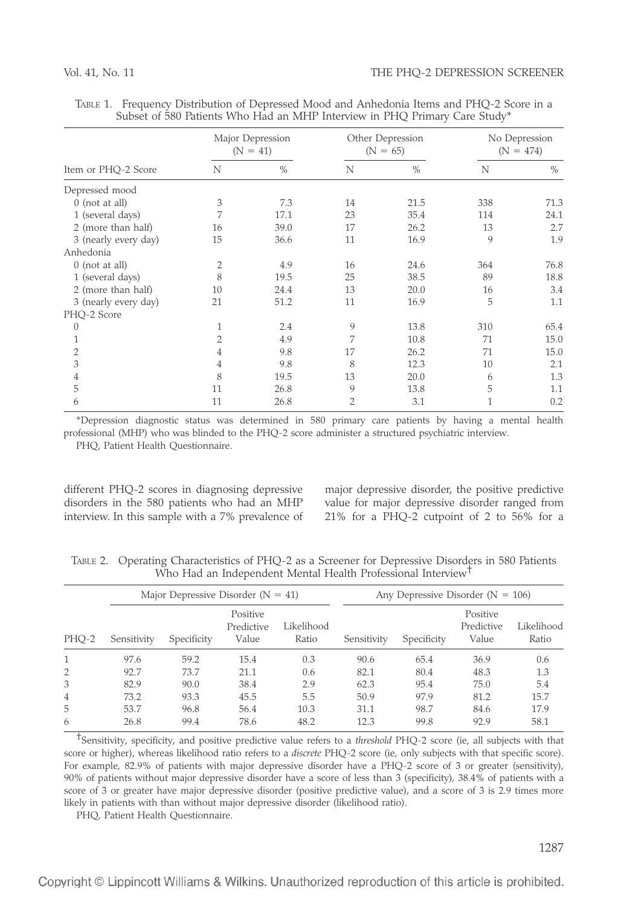TABLE 1. Frequency Distribution of Depressed Mood and Anhedonia Items and PHQ-2 Score in a Subset of 580 Patients Who Had an MHP Interview in PHQ Primary Care Study*

| Item or PHQ-2 Score | Major Depression (N = 41) | | Other Depression (N = 65) | | No Depression (N = 474) | |
|---|---|---|---|---|---|---|
| | N | % | N | % | N | % |
| Depressed mood | | | | | | |
| 0 (not at all) | 3 | 7.3 | 14 | 21.5 | 338 | 71.3 |
| 1 (several days) | 7 | 17.1 | 23 | 35.4 | 114 | 24.1 |
| 2 (more than half) | 16 | 39.0 | 17 | 26.2 | 13 | 2.7 |
| 3 (nearly every day) | 15 | 36.6 | 11 | 16.9 | 9 | 1.9 |
| Anhedonia | | | | | | |
| 0 (not at all) | 2 | 4.9 | 16 | 24.6 | 364 | 76.8 |
| 1 (several days) | 8 | 19.5 | 25 | 38.5 | 89 | 18.8 |
| 2 (more than half) | 10 | 24.4 | 13 | 20.0 | 16 | 3.4 |
| 3 (nearly every day) | 21 | 51.2 | 11 | 16.9 | 5 | 1.1 |
| PHQ-2 Score | | | | | | |
| 0 | 1 | 2.4 | 9 | 13.8 | 310 | 65.4 |
| 1 | 2 | 4.9 | 7 | 10.8 | 71 | 15.0 |
| 2 | 4 | 9.8 | 17 | 26.2 | 71 | 15.0 |
| 3 | 4 | 9.8 | 8 | 12.3 | 10 | 2.1 |
| 4 | 8 | 19.5 | 13 | 20.0 | 6 | 1.3 |
| 5 | 11 | 26.8 | 9 | 13.8 | 5 | 1.1 |
| 6 | 11 | 26.8 | 2 | 3.1 | 1 | 0.2 |

*Depression diagnostic status was determined in 580 primary care patients by having a mental health professional (MHP) who was blinded to the PHQ-2 score administer a structured psychiatric interview.

PHQ, Patient Health Questionnaire.

different PHQ-2 scores in diagnosing depressive disorders in the 580 patients who had an MHP interview. In this sample with a 7% prevalence of major depressive disorder, the positive predictive value for major depressive disorder ranged from 21% for a PHQ-2 cutpoint of 2 to 56% for a

TABLE 2. Operating Characteristics of PHQ-2 as a Screener for Depressive Disorders in 580 Patients Who Had an Independent Mental Health Professional Interview†

| PHQ-2 | Major Depressive Disorder (N = 41) | | | | Any Depressive Disorder (N = 106) | | | |
|---|---|---|---|---|---|---|---|---|
| | Sensitivity | Specificity | Positive Predictive Value | Likelihood Ratio | Sensitivity | Specificity | Positive Predictive Value | Likelihood Ratio |
| 1 | 97.6 | 59.2 | 15.4 | 0.3 | 90.6 | 65.4 | 36.9 | 0.6 |
| 2 | 92.7 | 73.7 | 21.1 | 0.6 | 82.1 | 80.4 | 48.3 | 1.3 |
| 3 | 82.9 | 90.0 | 38.4 | 2.9 | 62.3 | 95.4 | 75.0 | 5.4 |
| 4 | 73.2 | 93.3 | 45.5 | 5.5 | 50.9 | 97.9 | 81.2 | 15.7 |
| 5 | 53.7 | 96.8 | 56.4 | 10.3 | 31.1 | 98.7 | 84.6 | 17.9 |
| 6 | 26.8 | 99.4 | 78.6 | 48.2 | 12.3 | 99.8 | 92.9 | 58.1 |

†Sensitivity, specificity, and positive predictive value refers to a *threshold* PHQ-2 score (ie, all subjects with that score or higher), whereas likelihood ratio refers to a *discrete* PHQ-2 score (ie, only subjects with that specific score). For example, 82.9% of patients with major depressive disorder have a PHQ-2 score of 3 or greater (sensitivity), 90% of patients without major depressive disorder have a score of less than 3 (specificity), 38.4% of patients with a score of 3 or greater have major depressive disorder (positive predictive value), and a score of 3 is 2.9 times more likely in patients with than without major depressive disorder (likelihood ratio).

PHQ, Patient Health Questionnaire.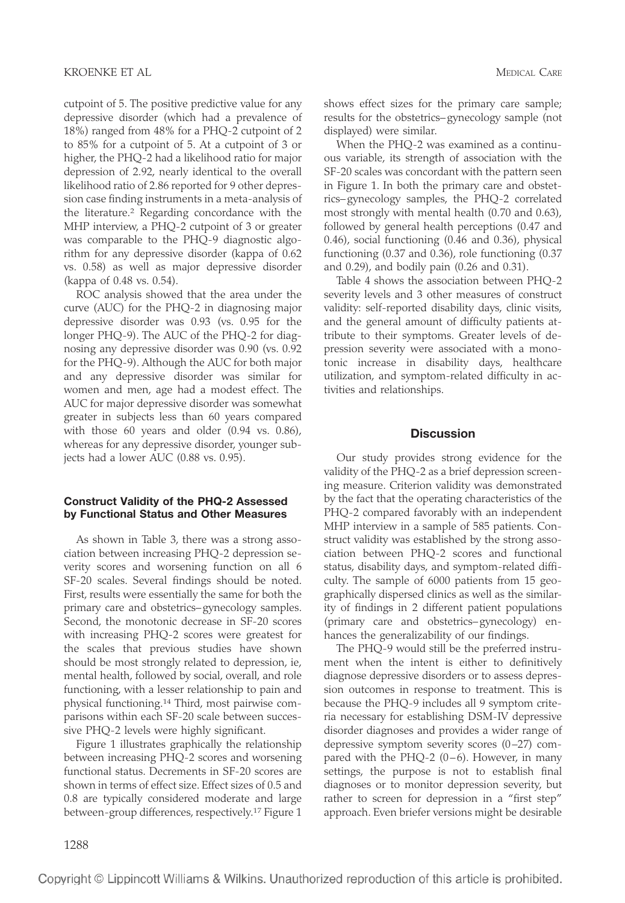cutpoint of 5. The positive predictive value for any depressive disorder (which had a prevalence of 18%) ranged from 48% for a PHQ-2 cutpoint of 2 to 85% for a cutpoint of 5. At a cutpoint of 3 or higher, the PHQ-2 had a likelihood ratio for major depression of 2.92, nearly identical to the overall likelihood ratio of 2.86 reported for 9 other depression case finding instruments in a meta-analysis of the literature.[2] Regarding concordance with the MHP interview, a PHQ-2 cutpoint of 3 or greater was comparable to the PHQ-9 diagnostic algorithm for any depressive disorder (kappa of 0.62 vs. 0.58) as well as major depressive disorder (kappa of 0.48 vs. 0.54).

ROC analysis showed that the area under the curve (AUC) for the PHQ-2 in diagnosing major depressive disorder was 0.93 (vs. 0.95 for the longer PHQ-9). The AUC of the PHQ-2 for diagnosing any depressive disorder was 0.90 (vs. 0.92 for the PHQ-9). Although the AUC for both major and any depressive disorder was similar for women and men, age had a modest effect. The AUC for major depressive disorder was somewhat greater in subjects less than 60 years compared with those 60 years and older (0.94 vs. 0.86), whereas for any depressive disorder, younger subjects had a lower AUC (0.88 vs. 0.95).

### Construct Validity of the PHQ-2 Assessed by Functional Status and Other Measures

As shown in Table 3, there was a strong association between increasing PHQ-2 depression severity scores and worsening function on all 6 SF-20 scales. Several findings should be noted. First, results were essentially the same for both the primary care and obstetrics–gynecology samples. Second, the monotonic decrease in SF-20 scores with increasing PHQ-2 scores were greatest for the scales that previous studies have shown should be most strongly related to depression, ie, mental health, followed by social, overall, and role functioning, with a lesser relationship to pain and physical functioning.[14] Third, most pairwise comparisons within each SF-20 scale between successive PHQ-2 levels were highly significant.

Figure 1 illustrates graphically the relationship between increasing PHQ-2 scores and worsening functional status. Decrements in SF-20 scores are shown in terms of effect size. Effect sizes of 0.5 and 0.8 are typically considered moderate and large between-group differences, respectively.[17] Figure 1 shows effect sizes for the primary care sample; results for the obstetrics–gynecology sample (not displayed) were similar.

When the PHQ-2 was examined as a continuous variable, its strength of association with the SF-20 scales was concordant with the pattern seen in Figure 1. In both the primary care and obstetrics–gynecology samples, the PHQ-2 correlated most strongly with mental health (0.70 and 0.63), followed by general health perceptions (0.47 and 0.46), social functioning (0.46 and 0.36), physical functioning (0.37 and 0.36), role functioning (0.37 and 0.29), and bodily pain (0.26 and 0.31).

Table 4 shows the association between PHQ-2 severity levels and 3 other measures of construct validity: self-reported disability days, clinic visits, and the general amount of difficulty patients attribute to their symptoms. Greater levels of depression severity were associated with a monotonic increase in disability days, healthcare utilization, and symptom-related difficulty in activities and relationships.

## Discussion

Our study provides strong evidence for the validity of the PHQ-2 as a brief depression screening measure. Criterion validity was demonstrated by the fact that the operating characteristics of the PHQ-2 compared favorably with an independent MHP interview in a sample of 585 patients. Construct validity was established by the strong association between PHQ-2 scores and functional status, disability days, and symptom-related difficulty. The sample of 6000 patients from 15 geographically dispersed clinics as well as the similarity of findings in 2 different patient populations (primary care and obstetrics–gynecology) enhances the generalizability of our findings.

The PHQ-9 would still be the preferred instrument when the intent is either to definitively diagnose depressive disorders or to assess depression outcomes in response to treatment. This is because the PHQ-9 includes all 9 symptom criteria necessary for establishing DSM-IV depressive disorder diagnoses and provides a wider range of depressive symptom severity scores (0–27) compared with the PHQ-2 (0–6). However, in many settings, the purpose is not to establish final diagnoses or to monitor depression severity, but rather to screen for depression in a "first step" approach. Even briefer versions might be desirable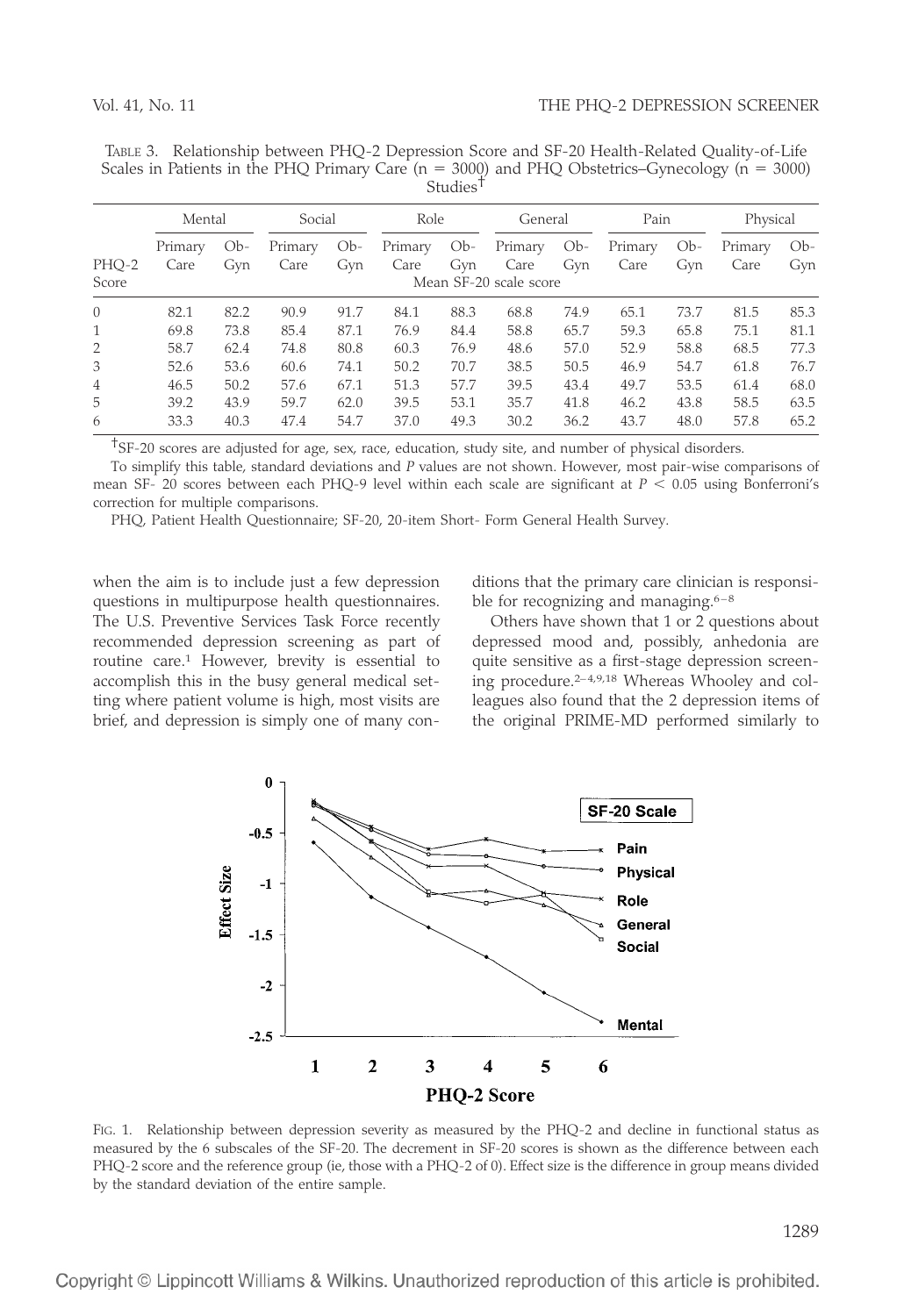TABLE 3. Relationship between PHQ-2 Depression Score and SF-20 Health-Related Quality-of-Life Scales in Patients in the PHQ Primary Care (n = 3000) and PHQ Obstetrics–Gynecology (n = 3000) Studies†

| | Mental | | Social | | Role | | General | | Pain | | Physical | |
|---|---|---|---|---|---|---|---|---|---|---|---|---|
| PHQ-2 Score | Primary Care | Ob-Gyn | Primary Care | Ob-Gyn | Primary Care | Ob-Gyn | Primary Care | Ob-Gyn | Primary Care | Ob-Gyn | Primary Care | Ob-Gyn |
| | Mean SF-20 scale score | | | | | | | | | | | |
| 0 | 82.1 | 82.2 | 90.9 | 91.7 | 84.1 | 88.3 | 68.8 | 74.9 | 65.1 | 73.7 | 81.5 | 85.3 |
| 1 | 69.8 | 73.8 | 85.4 | 87.1 | 76.9 | 84.4 | 58.8 | 65.7 | 59.3 | 65.8 | 75.1 | 81.1 |
| 2 | 58.7 | 62.4 | 74.8 | 80.8 | 60.3 | 76.9 | 48.6 | 57.0 | 52.9 | 58.8 | 68.5 | 77.3 |
| 3 | 52.6 | 53.6 | 60.6 | 74.1 | 50.2 | 70.7 | 38.5 | 50.5 | 46.9 | 54.7 | 61.8 | 76.7 |
| 4 | 46.5 | 50.2 | 57.6 | 67.1 | 51.3 | 57.7 | 39.5 | 43.4 | 49.7 | 53.5 | 61.4 | 68.0 |
| 5 | 39.2 | 43.9 | 59.7 | 62.0 | 39.5 | 53.1 | 35.7 | 41.8 | 46.2 | 43.8 | 58.5 | 63.5 |
| 6 | 33.3 | 40.3 | 47.4 | 54.7 | 37.0 | 49.3 | 30.2 | 36.2 | 43.7 | 48.0 | 57.8 | 65.2 |

†SF-20 scores are adjusted for age, sex, race, education, study site, and number of physical disorders.

To simplify this table, standard deviations and *P* values are not shown. However, most pair-wise comparisons of mean SF- 20 scores between each PHQ-9 level within each scale are significant at $P < 0.05$ using Bonferroni's correction for multiple comparisons.

PHQ, Patient Health Questionnaire; SF-20, 20-item Short- Form General Health Survey.

when the aim is to include just a few depression questions in multipurpose health questionnaires. The U.S. Preventive Services Task Force recently recommended depression screening as part of routine care.[1] However, brevity is essential to accomplish this in the busy general medical setting where patient volume is high, most visits are brief, and depression is simply one of many conditions that the primary care clinician is responsible for recognizing and managing.[6–8]

Others have shown that 1 or 2 questions about depressed mood and, possibly, anhedonia are quite sensitive as a first-stage depression screening procedure.[2–4,9,18] Whereas Whooley and colleagues also found that the 2 depression items of the original PRIME-MD performed similarly to

FIG. 1. Relationship between depression severity as measured by the PHQ-2 and decline in functional status as measured by the 6 subscales of the SF-20. The decrement in SF-20 scores is shown as the difference between each PHQ-2 score and the reference group (ie, those with a PHQ-2 of 0). Effect size is the difference in group means divided by the standard deviation of the entire sample.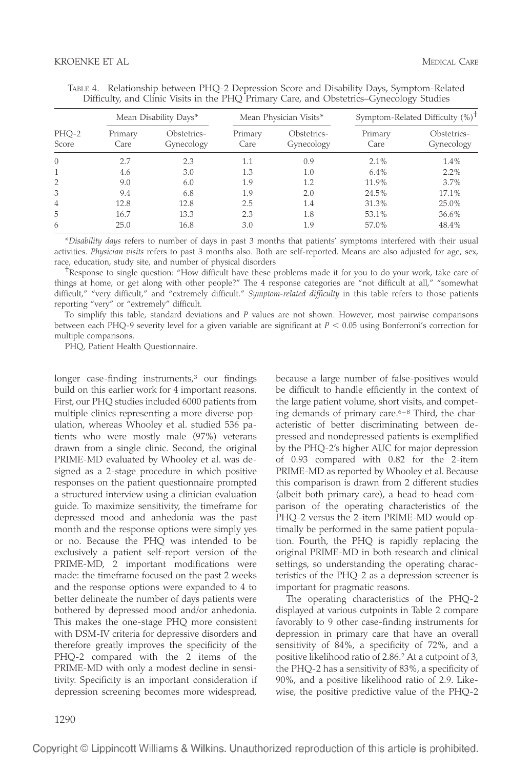TABLE 4. Relationship between PHQ-2 Depression Score and Disability Days, Symptom-Related Difficulty, and Clinic Visits in the PHQ Primary Care, and Obstetrics–Gynecology Studies

| PHQ-2 Score | Mean Disability Days* | | Mean Physician Visits* | | Symptom-Related Difficulty (%)† | |
|---|---|---|---|---|---|---|
| | Primary Care | Obstetrics-Gynecology | Primary Care | Obstetrics-Gynecology | Primary Care | Obstetrics-Gynecology |
| 0 | 2.7 | 2.3 | 1.1 | 0.9 | 2.1% | 1.4% |
| 1 | 4.6 | 3.0 | 1.3 | 1.0 | 6.4% | 2.2% |
| 2 | 9.0 | 6.0 | 1.9 | 1.2 | 11.9% | 3.7% |
| 3 | 9.4 | 6.8 | 1.9 | 2.0 | 24.5% | 17.1% |
| 4 | 12.8 | 12.8 | 2.5 | 1.4 | 31.3% | 25.0% |
| 5 | 16.7 | 13.3 | 2.3 | 1.8 | 53.1% | 36.6% |
| 6 | 25.0 | 16.8 | 3.0 | 1.9 | 57.0% | 48.4% |

\**Disability days* refers to number of days in past 3 months that patients' symptoms interfered with their usual activities. *Physician visits* refers to past 3 months also. Both are self-reported. Means are also adjusted for age, sex, race, education, study site, and number of physical disorders

†Response to single question: "How difficult have these problems made it for you to do your work, take care of things at home, or get along with other people?" The 4 response categories are "not difficult at all," "somewhat difficult," "very difficult," and "extremely difficult." *Symptom-related difficulty* in this table refers to those patients reporting "very" or "extremely" difficult.

To simplify this table, standard deviations and *P* values are not shown. However, most pairwise comparisons between each PHQ-9 severity level for a given variable are significant at $P < 0.05$ using Bonferroni's correction for multiple comparisons.

PHQ, Patient Health Questionnaire.

longer case-finding instruments,[3] our findings build on this earlier work for 4 important reasons. First, our PHQ studies included 6000 patients from multiple clinics representing a more diverse population, whereas Whooley et al. studied 536 patients who were mostly male (97%) veterans drawn from a single clinic. Second, the original PRIME-MD evaluated by Whooley et al. was designed as a 2-stage procedure in which positive responses on the patient questionnaire prompted a structured interview using a clinician evaluation guide. To maximize sensitivity, the timeframe for depressed mood and anhedonia was the past month and the response options were simply yes or no. Because the PHQ was intended to be exclusively a patient self-report version of the PRIME-MD, 2 important modifications were made: the timeframe focused on the past 2 weeks and the response options were expanded to 4 to better delineate the number of days patients were bothered by depressed mood and/or anhedonia. This makes the one-stage PHQ more consistent with DSM-IV criteria for depressive disorders and therefore greatly improves the specificity of the PHQ-2 compared with the 2 items of the PRIME-MD with only a modest decline in sensitivity. Specificity is an important consideration if depression screening becomes more widespread, because a large number of false-positives would be difficult to handle efficiently in the context of the large patient volume, short visits, and competing demands of primary care.[6–8] Third, the characteristic of better discriminating between depressed and nondepressed patients is exemplified by the PHQ-2's higher AUC for major depression of 0.93 compared with 0.82 for the 2-item PRIME-MD as reported by Whooley et al. Because this comparison is drawn from 2 different studies (albeit both primary care), a head-to-head comparison of the operating characteristics of the PHQ-2 versus the 2-item PRIME-MD would optimally be performed in the same patient population. Fourth, the PHQ is rapidly replacing the original PRIME-MD in both research and clinical settings, so understanding the operating characteristics of the PHQ-2 as a depression screener is important for pragmatic reasons.

The operating characteristics of the PHQ-2 displayed at various cutpoints in Table 2 compare favorably to 9 other case-finding instruments for depression in primary care that have an overall sensitivity of 84%, a specificity of 72%, and a positive likelihood ratio of 2.86.[2] At a cutpoint of 3, the PHQ-2 has a sensitivity of 83%, a specificity of 90%, and a positive likelihood ratio of 2.9. Likewise, the positive predictive value of the PHQ-2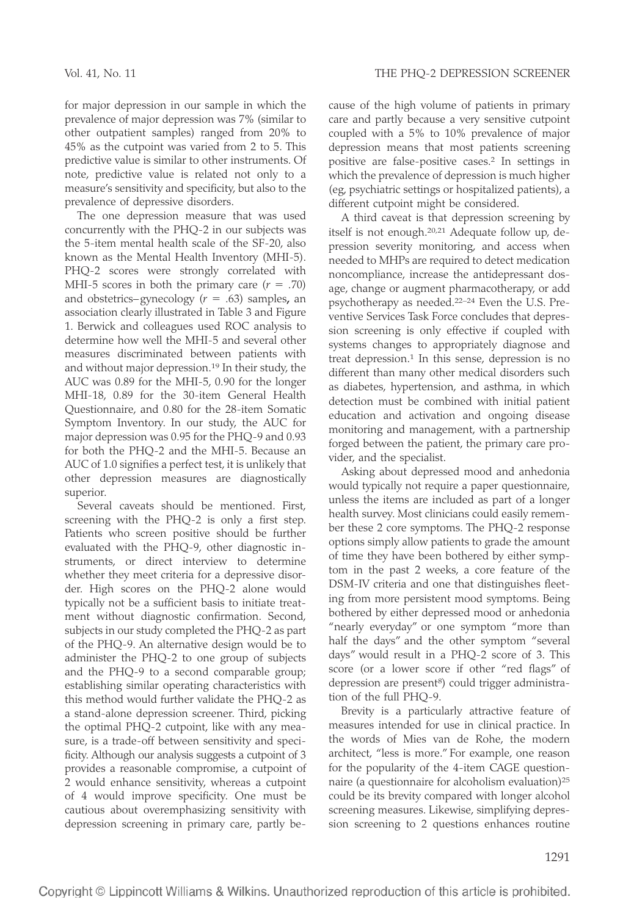for major depression in our sample in which the prevalence of major depression was 7% (similar to other outpatient samples) ranged from 20% to 45% as the cutpoint was varied from 2 to 5. This predictive value is similar to other instruments. Of note, predictive value is related not only to a measure's sensitivity and specificity, but also to the prevalence of depressive disorders.

The one depression measure that was used concurrently with the PHQ-2 in our subjects was the 5-item mental health scale of the SF-20, also known as the Mental Health Inventory (MHI-5). PHQ-2 scores were strongly correlated with MHI-5 scores in both the primary care ($r = .70$) and obstetrics–gynecology ($r = .63$) samples**,** an association clearly illustrated in Table 3 and Figure 1. Berwick and colleagues used ROC analysis to determine how well the MHI-5 and several other measures discriminated between patients with and without major depression.[19] In their study, the AUC was 0.89 for the MHI-5, 0.90 for the longer MHI-18, 0.89 for the 30-item General Health Questionnaire, and 0.80 for the 28-item Somatic Symptom Inventory. In our study, the AUC for major depression was 0.95 for the PHQ-9 and 0.93 for both the PHQ-2 and the MHI-5. Because an AUC of 1.0 signifies a perfect test, it is unlikely that other depression measures are diagnostically superior.

Several caveats should be mentioned. First, screening with the PHQ-2 is only a first step. Patients who screen positive should be further evaluated with the PHQ-9, other diagnostic instruments, or direct interview to determine whether they meet criteria for a depressive disorder. High scores on the PHQ-2 alone would typically not be a sufficient basis to initiate treatment without diagnostic confirmation. Second, subjects in our study completed the PHQ-2 as part of the PHQ-9. An alternative design would be to administer the PHQ-2 to one group of subjects and the PHQ-9 to a second comparable group; establishing similar operating characteristics with this method would further validate the PHQ-2 as a stand-alone depression screener. Third, picking the optimal PHQ-2 cutpoint, like with any measure, is a trade-off between sensitivity and specificity. Although our analysis suggests a cutpoint of 3 provides a reasonable compromise, a cutpoint of 2 would enhance sensitivity, whereas a cutpoint of 4 would improve specificity. One must be cautious about overemphasizing sensitivity with depression screening in primary care, partly because of the high volume of patients in primary care and partly because a very sensitive cutpoint coupled with a 5% to 10% prevalence of major depression means that most patients screening positive are false-positive cases.[2] In settings in which the prevalence of depression is much higher (eg, psychiatric settings or hospitalized patients), a different cutpoint might be considered.

A third caveat is that depression screening by itself is not enough.[20,21] Adequate follow up, depression severity monitoring, and access when needed to MHPs are required to detect medication noncompliance, increase the antidepressant dosage, change or augment pharmacotherapy, or add psychotherapy as needed.[22–24] Even the U.S. Preventive Services Task Force concludes that depression screening is only effective if coupled with systems changes to appropriately diagnose and treat depression.[1] In this sense, depression is no different than many other medical disorders such as diabetes, hypertension, and asthma, in which detection must be combined with initial patient education and activation and ongoing disease monitoring and management, with a partnership forged between the patient, the primary care provider, and the specialist.

Asking about depressed mood and anhedonia would typically not require a paper questionnaire, unless the items are included as part of a longer health survey. Most clinicians could easily remember these 2 core symptoms. The PHQ-2 response options simply allow patients to grade the amount of time they have been bothered by either symptom in the past 2 weeks, a core feature of the DSM-IV criteria and one that distinguishes fleeting from more persistent mood symptoms. Being bothered by either depressed mood or anhedonia "nearly everyday" or one symptom "more than half the days" and the other symptom "several days" would result in a PHQ-2 score of 3. This score (or a lower score if other "red flags" of depression are present[8]) could trigger administration of the full PHQ-9.

Brevity is a particularly attractive feature of measures intended for use in clinical practice. In the words of Mies van de Rohe, the modern architect, "less is more." For example, one reason for the popularity of the 4-item CAGE questionnaire (a questionnaire for alcoholism evaluation)[25] could be its brevity compared with longer alcohol screening measures. Likewise, simplifying depression screening to 2 questions enhances routine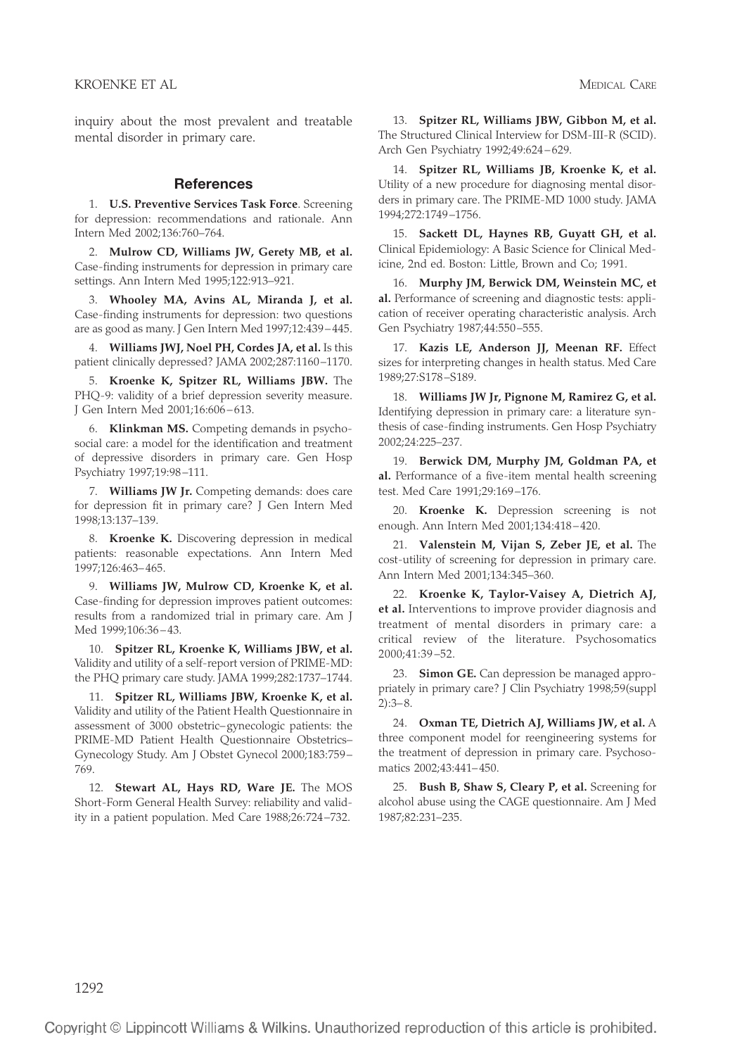inquiry about the most prevalent and treatable mental disorder in primary care.

## References

1. **U.S. Preventive Services Task Force**. Screening for depression: recommendations and rationale. Ann Intern Med 2002;136:760–764.

2. **Mulrow CD, Williams JW, Gerety MB, et al.** Case-finding instruments for depression in primary care settings. Ann Intern Med 1995;122:913–921.

3. **Whooley MA, Avins AL, Miranda J, et al.** Case-finding instruments for depression: two questions are as good as many. J Gen Intern Med 1997;12:439–445.

4. **Williams JWJ, Noel PH, Cordes JA, et al.** Is this patient clinically depressed? JAMA 2002;287:1160–1170.

5. **Kroenke K, Spitzer RL, Williams JBW.** The PHQ-9: validity of a brief depression severity measure. J Gen Intern Med 2001;16:606–613.

6. **Klinkman MS.** Competing demands in psychosocial care: a model for the identification and treatment of depressive disorders in primary care. Gen Hosp Psychiatry 1997;19:98–111.

7. **Williams JW Jr.** Competing demands: does care for depression fit in primary care? J Gen Intern Med 1998;13:137–139.

8. **Kroenke K.** Discovering depression in medical patients: reasonable expectations. Ann Intern Med 1997;126:463–465.

9. **Williams JW, Mulrow CD, Kroenke K, et al.** Case-finding for depression improves patient outcomes: results from a randomized trial in primary care. Am J Med 1999;106:36–43.

10. **Spitzer RL, Kroenke K, Williams JBW, et al.** Validity and utility of a self-report version of PRIME-MD: the PHQ primary care study. JAMA 1999;282:1737–1744.

11. **Spitzer RL, Williams JBW, Kroenke K, et al.** Validity and utility of the Patient Health Questionnaire in assessment of 3000 obstetric–gynecologic patients: the PRIME-MD Patient Health Questionnaire Obstetrics–Gynecology Study. Am J Obstet Gynecol 2000;183:759–769.

12. **Stewart AL, Hays RD, Ware JE.** The MOS Short-Form General Health Survey: reliability and validity in a patient population. Med Care 1988;26:724–732.

13. **Spitzer RL, Williams JBW, Gibbon M, et al.** The Structured Clinical Interview for DSM-III-R (SCID). Arch Gen Psychiatry 1992;49:624–629.

14. **Spitzer RL, Williams JB, Kroenke K, et al.** Utility of a new procedure for diagnosing mental disorders in primary care. The PRIME-MD 1000 study. JAMA 1994;272:1749–1756.

15. **Sackett DL, Haynes RB, Guyatt GH, et al.** Clinical Epidemiology: A Basic Science for Clinical Medicine, 2nd ed. Boston: Little, Brown and Co; 1991.

16. **Murphy JM, Berwick DM, Weinstein MC, et al.** Performance of screening and diagnostic tests: application of receiver operating characteristic analysis. Arch Gen Psychiatry 1987;44:550–555.

17. **Kazis LE, Anderson JJ, Meenan RF.** Effect sizes for interpreting changes in health status. Med Care 1989;27:S178–S189.

18. **Williams JW Jr, Pignone M, Ramirez G, et al.** Identifying depression in primary care: a literature synthesis of case-finding instruments. Gen Hosp Psychiatry 2002;24:225–237.

19. **Berwick DM, Murphy JM, Goldman PA, et al.** Performance of a five-item mental health screening test. Med Care 1991;29:169–176.

20. **Kroenke K.** Depression screening is not enough. Ann Intern Med 2001;134:418–420.

21. **Valenstein M, Vijan S, Zeber JE, et al.** The cost-utility of screening for depression in primary care. Ann Intern Med 2001;134:345–360.

22. **Kroenke K, Taylor-Vaisey A, Dietrich AJ, et al.** Interventions to improve provider diagnosis and treatment of mental disorders in primary care: a critical review of the literature. Psychosomatics 2000;41:39–52.

23. **Simon GE.** Can depression be managed appropriately in primary care? J Clin Psychiatry 1998;59(suppl 2):3–8.

24. **Oxman TE, Dietrich AJ, Williams JW, et al.** A three component model for reengineering systems for the treatment of depression in primary care. Psychosomatics 2002;43:441–450.

25. **Bush B, Shaw S, Cleary P, et al.** Screening for alcohol abuse using the CAGE questionnaire. Am J Med 1987;82:231–235.

Copyright © Lippincott Williams & Wilkins. Unauthorized reproduction of this article is prohibited.